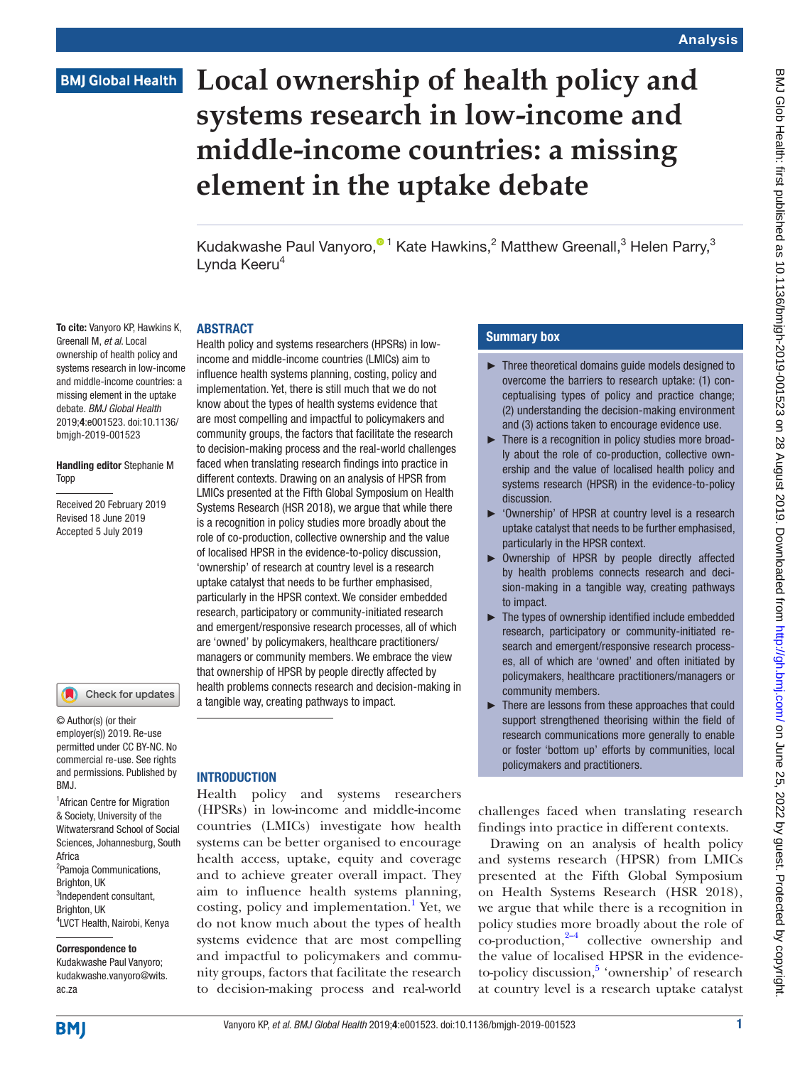# Local ownership of health policy and systems research in low-income and middle-income countries: a missing element in the uptake debate

Kudakwashe Paul Vanyoro,[1] Kate Hawkins,[2] Matthew Greenall,[3] Helen Parry,[3] Lynda Keeru[4]

**To cite:** Vanyoro KP, Hawkins K, Greenall M, *et al*. Local ownership of health policy and systems research in low-income and middle-income countries: a missing element in the uptake debate. *BMJ Global Health* 2019;**4**:e001523. doi:10.1136/bmjgh-2019-001523

**Handling editor** Stephanie M Topp

Received 20 February 2019
Revised 18 June 2019
Accepted 5 July 2019

© Author(s) (or their employer(s)) 2019. Re-use permitted under CC BY-NC. No commercial re-use. See rights and permissions. Published by BMJ.

[1]African Centre for Migration & Society, University of the Witwatersrand School of Social Sciences, Johannesburg, South Africa
[2]Pamoja Communications, Brighton, UK
[3]Independent consultant, Brighton, UK
[4]LVCT Health, Nairobi, Kenya

**Correspondence to**
Kudakwashe Paul Vanyoro; kudakwashe.vanyoro@wits.ac.za

## ABSTRACT

Health policy and systems researchers (HPSRs) in low-income and middle-income countries (LMICs) aim to influence health systems planning, costing, policy and implementation. Yet, there is still much that we do not know about the types of health systems evidence that are most compelling and impactful to policymakers and community groups, the factors that facilitate the research to decision-making process and the real-world challenges faced when translating research findings into practice in different contexts. Drawing on an analysis of HPSR from LMICs presented at the Fifth Global Symposium on Health Systems Research (HSR 2018), we argue that while there is a recognition in policy studies more broadly about the role of co-production, collective ownership and the value of localised HPSR in the evidence-to-policy discussion, 'ownership' of research at country level is a research uptake catalyst that needs to be further emphasised, particularly in the HPSR context. We consider embedded research, participatory or community-initiated research and emergent/responsive research processes, all of which are 'owned' by policymakers, healthcare practitioners/managers or community members. We embrace the view that ownership of HPSR by people directly affected by health problems connects research and decision-making in a tangible way, creating pathways to impact.

## Summary box

- Three theoretical domains guide models designed to overcome the barriers to research uptake: (1) conceptualising types of policy and practice change; (2) understanding the decision-making environment and (3) actions taken to encourage evidence use.
- There is a recognition in policy studies more broadly about the role of co-production, collective ownership and the value of localised health policy and systems research (HPSR) in the evidence-to-policy discussion.
- 'Ownership' of HPSR at country level is a research uptake catalyst that needs to be further emphasised, particularly in the HPSR context.
- Ownership of HPSR by people directly affected by health problems connects research and decision-making in a tangible way, creating pathways to impact.
- The types of ownership identified include embedded research, participatory or community-initiated research and emergent/responsive research processes, all of which are 'owned' and often initiated by policymakers, healthcare practitioners/managers or community members.
- There are lessons from these approaches that could support strengthened theorising within the field of research communications more generally to enable or foster 'bottom up' efforts by communities, local policymakers and practitioners.

## INTRODUCTION

Health policy and systems researchers (HPSRs) in low-income and middle-income countries (LMICs) investigate how health systems can be better organised to encourage health access, uptake, equity and coverage and to achieve greater overall impact. They aim to influence health systems planning, costing, policy and implementation.[1] Yet, we do not know much about the types of health systems evidence that are most compelling and impactful to policymakers and community groups, factors that facilitate the research to decision-making process and real-world challenges faced when translating research findings into practice in different contexts.

Drawing on an analysis of health policy and systems research (HPSR) from LMICs presented at the Fifth Global Symposium on Health Systems Research (HSR 2018), we argue that while there is a recognition in policy studies more broadly about the role of co-production,[2–4] collective ownership and the value of localised HPSR in the evidence-to-policy discussion,[5] 'ownership' of research at country level is a research uptake catalyst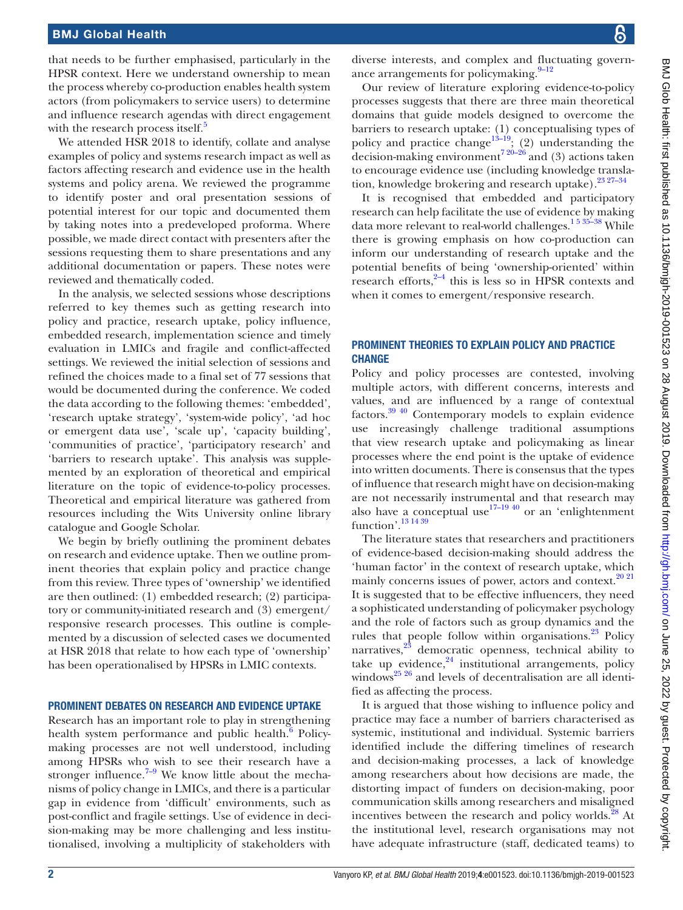that needs to be further emphasised, particularly in the HPSR context. Here we understand ownership to mean the process whereby co-production enables health system actors (from policymakers to service users) to determine and influence research agendas with direct engagement with the research process itself.[5]

We attended HSR 2018 to identify, collate and analyse examples of policy and systems research impact as well as factors affecting research and evidence use in the health systems and policy arena. We reviewed the programme to identify poster and oral presentation sessions of potential interest for our topic and documented them by taking notes into a predeveloped proforma. Where possible, we made direct contact with presenters after the sessions requesting them to share presentations and any additional documentation or papers. These notes were reviewed and thematically coded.

In the analysis, we selected sessions whose descriptions referred to key themes such as getting research into policy and practice, research uptake, policy influence, embedded research, implementation science and timely evaluation in LMICs and fragile and conflict-affected settings. We reviewed the initial selection of sessions and refined the choices made to a final set of 77 sessions that would be documented during the conference. We coded the data according to the following themes: 'embedded', 'research uptake strategy', 'system-wide policy', 'ad hoc or emergent data use', 'scale up', 'capacity building', 'communities of practice', 'participatory research' and 'barriers to research uptake'. This analysis was supplemented by an exploration of theoretical and empirical literature on the topic of evidence-to-policy processes. Theoretical and empirical literature was gathered from resources including the Wits University online library catalogue and Google Scholar.

We begin by briefly outlining the prominent debates on research and evidence uptake. Then we outline prominent theories that explain policy and practice change from this review. Three types of 'ownership' we identified are then outlined: (1) embedded research; (2) participatory or community-initiated research and (3) emergent/responsive research processes. This outline is complemented by a discussion of selected cases we documented at HSR 2018 that relate to how each type of 'ownership' has been operationalised by HPSRs in LMIC contexts.

## PROMINENT DEBATES ON RESEARCH AND EVIDENCE UPTAKE

Research has an important role to play in strengthening health system performance and public health.[6] Policymaking processes are not well understood, including among HPSRs who wish to see their research have a stronger influence.[7–9] We know little about the mechanisms of policy change in LMICs, and there is a particular gap in evidence from 'difficult' environments, such as post-conflict and fragile settings. Use of evidence in decision-making may be more challenging and less institutionalised, involving a multiplicity of stakeholders with diverse interests, and complex and fluctuating governance arrangements for policymaking.[9–12]

Our review of literature exploring evidence-to-policy processes suggests that there are three main theoretical domains that guide models designed to overcome the barriers to research uptake: (1) conceptualising types of policy and practice change[13–19]; (2) understanding the decision-making environment[7 20–26] and (3) actions taken to encourage evidence use (including knowledge translation, knowledge brokering and research uptake).[23 27–34]

It is recognised that embedded and participatory research can help facilitate the use of evidence by making data more relevant to real-world challenges.[1 5 35–38] While there is growing emphasis on how co-production can inform our understanding of research uptake and the potential benefits of being 'ownership-oriented' within research efforts,[2–4] this is less so in HPSR contexts and when it comes to emergent/responsive research.

## PROMINENT THEORIES TO EXPLAIN POLICY AND PRACTICE CHANGE

Policy and policy processes are contested, involving multiple actors, with different concerns, interests and values, and are influenced by a range of contextual factors.[39 40] Contemporary models to explain evidence use increasingly challenge traditional assumptions that view research uptake and policymaking as linear processes where the end point is the uptake of evidence into written documents. There is consensus that the types of influence that research might have on decision-making are not necessarily instrumental and that research may also have a conceptual use[17–19 40] or an 'enlightenment function'.[13 14 39]

The literature states that researchers and practitioners of evidence-based decision-making should address the 'human factor' in the context of research uptake, which mainly concerns issues of power, actors and context.[20 21] It is suggested that to be effective influencers, they need a sophisticated understanding of policymaker psychology and the role of factors such as group dynamics and the rules that people follow within organisations.[23] Policy narratives,[23] democratic openness, technical ability to take up evidence,[24] institutional arrangements, policy windows[25 26] and levels of decentralisation are all identified as affecting the process.

It is argued that those wishing to influence policy and practice may face a number of barriers characterised as systemic, institutional and individual. Systemic barriers identified include the differing timelines of research and decision-making processes, a lack of knowledge among researchers about how decisions are made, the distorting impact of funders on decision-making, poor communication skills among researchers and misaligned incentives between the research and policy worlds.[28] At the institutional level, research organisations may not have adequate infrastructure (staff, dedicated teams) to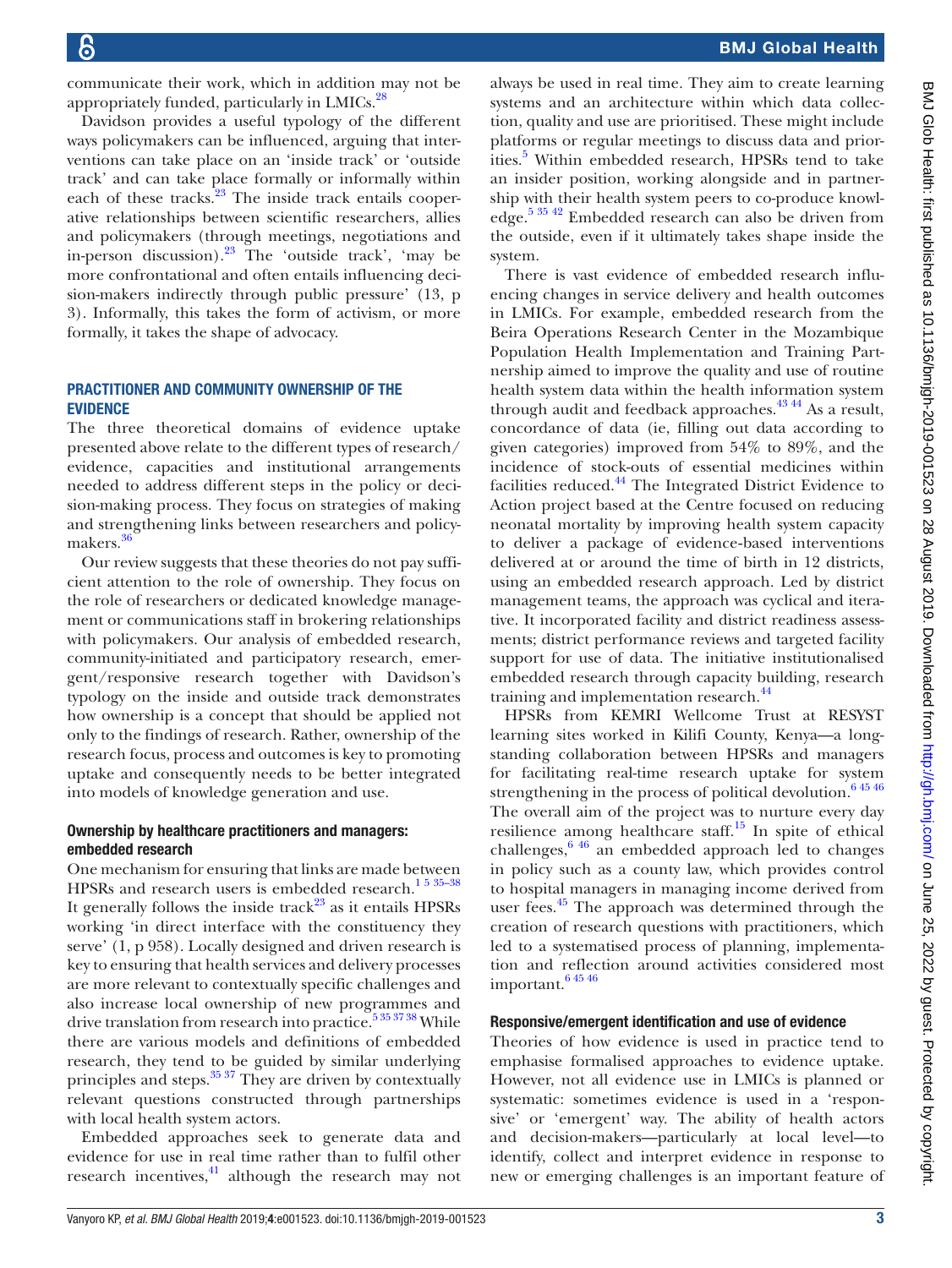communicate their work, which in addition may not be appropriately funded, particularly in LMICs.[28]

Davidson provides a useful typology of the different ways policymakers can be influenced, arguing that interventions can take place on an 'inside track' or 'outside track' and can take place formally or informally within each of these tracks.[23] The inside track entails cooperative relationships between scientific researchers, allies and policymakers (through meetings, negotiations and in-person discussion).[23] The 'outside track', 'may be more confrontational and often entails influencing decision-makers indirectly through public pressure' (13, p 3). Informally, this takes the form of activism, or more formally, it takes the shape of advocacy.

## PRACTITIONER AND COMMUNITY OWNERSHIP OF THE EVIDENCE

The three theoretical domains of evidence uptake presented above relate to the different types of research/evidence, capacities and institutional arrangements needed to address different steps in the policy or decision-making process. They focus on strategies of making and strengthening links between researchers and policymakers.[36]

Our review suggests that these theories do not pay sufficient attention to the role of ownership. They focus on the role of researchers or dedicated knowledge management or communications staff in brokering relationships with policymakers. Our analysis of embedded research, community-initiated and participatory research, emergent/responsive research together with Davidson's typology on the inside and outside track demonstrates how ownership is a concept that should be applied not only to the findings of research. Rather, ownership of the research focus, process and outcomes is key to promoting uptake and consequently needs to be better integrated into models of knowledge generation and use.

### Ownership by healthcare practitioners and managers: embedded research

One mechanism for ensuring that links are made between HPSRs and research users is embedded research.[1 5 35–38] It generally follows the inside track[23] as it entails HPSRs working 'in direct interface with the constituency they serve' (1, p 958). Locally designed and driven research is key to ensuring that health services and delivery processes are more relevant to contextually specific challenges and also increase local ownership of new programmes and drive translation from research into practice.[5 35 37 38] While there are various models and definitions of embedded research, they tend to be guided by similar underlying principles and steps.[35 37] They are driven by contextually relevant questions constructed through partnerships with local health system actors.

Embedded approaches seek to generate data and evidence for use in real time rather than to fulfil other research incentives,[41] although the research may not always be used in real time. They aim to create learning systems and an architecture within which data collection, quality and use are prioritised. These might include platforms or regular meetings to discuss data and priorities.[5] Within embedded research, HPSRs tend to take an insider position, working alongside and in partnership with their health system peers to co-produce knowledge.[5 35 42] Embedded research can also be driven from the outside, even if it ultimately takes shape inside the system.

There is vast evidence of embedded research influencing changes in service delivery and health outcomes in LMICs. For example, embedded research from the Beira Operations Research Center in the Mozambique Population Health Implementation and Training Partnership aimed to improve the quality and use of routine health system data within the health information system through audit and feedback approaches.[43 44] As a result, concordance of data (ie, filling out data according to given categories) improved from 54% to 89%, and the incidence of stock-outs of essential medicines within facilities reduced.[44] The Integrated District Evidence to Action project based at the Centre focused on reducing neonatal mortality by improving health system capacity to deliver a package of evidence-based interventions delivered at or around the time of birth in 12 districts, using an embedded research approach. Led by district management teams, the approach was cyclical and iterative. It incorporated facility and district readiness assessments; district performance reviews and targeted facility support for use of data. The initiative institutionalised embedded research through capacity building, research training and implementation research.[44]

HPSRs from KEMRI Wellcome Trust at RESYST learning sites worked in Kilifi County, Kenya—a longstanding collaboration between HPSRs and managers for facilitating real-time research uptake for system strengthening in the process of political devolution.[6 45 46] The overall aim of the project was to nurture every day resilience among healthcare staff.[15] In spite of ethical challenges,[6 46] an embedded approach led to changes in policy such as a county law, which provides control to hospital managers in managing income derived from user fees.[45] The approach was determined through the creation of research questions with practitioners, which led to a systematised process of planning, implementation and reflection around activities considered most important.[6 45 46]

### Responsive/emergent identification and use of evidence

Theories of how evidence is used in practice tend to emphasise formalised approaches to evidence uptake. However, not all evidence use in LMICs is planned or systematic: sometimes evidence is used in a 'responsive' or 'emergent' way. The ability of health actors and decision-makers—particularly at local level—to identify, collect and interpret evidence in response to new or emerging challenges is an important feature of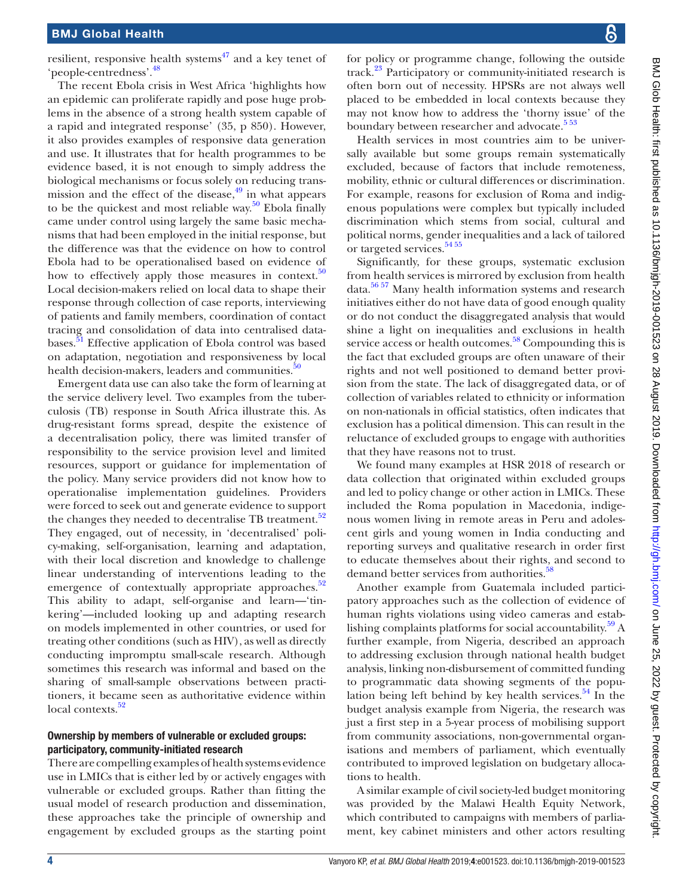resilient, responsive health systems[47] and a key tenet of 'people-centredness'.[48]

The recent Ebola crisis in West Africa 'highlights how an epidemic can proliferate rapidly and pose huge problems in the absence of a strong health system capable of a rapid and integrated response' (35, p 850). However, it also provides examples of responsive data generation and use. It illustrates that for health programmes to be evidence based, it is not enough to simply address the biological mechanisms or focus solely on reducing transmission and the effect of the disease,[49] in what appears to be the quickest and most reliable way.[50] Ebola finally came under control using largely the same basic mechanisms that had been employed in the initial response, but the difference was that the evidence on how to control Ebola had to be operationalised based on evidence of how to effectively apply those measures in context.[50] Local decision-makers relied on local data to shape their response through collection of case reports, interviewing of patients and family members, coordination of contact tracing and consolidation of data into centralised databases.[51] Effective application of Ebola control was based on adaptation, negotiation and responsiveness by local health decision-makers, leaders and communities.[50]

Emergent data use can also take the form of learning at the service delivery level. Two examples from the tuberculosis (TB) response in South Africa illustrate this. As drug-resistant forms spread, despite the existence of a decentralisation policy, there was limited transfer of responsibility to the service provision level and limited resources, support or guidance for implementation of the policy. Many service providers did not know how to operationalise implementation guidelines. Providers were forced to seek out and generate evidence to support the changes they needed to decentralise TB treatment.[52] They engaged, out of necessity, in 'decentralised' policy-making, self-organisation, learning and adaptation, with their local discretion and knowledge to challenge linear understanding of interventions leading to the emergence of contextually appropriate approaches.[52] This ability to adapt, self-organise and learn—'tinkering'—included looking up and adapting research on models implemented in other countries, or used for treating other conditions (such as HIV), as well as directly conducting impromptu small-scale research. Although sometimes this research was informal and based on the sharing of small-sample observations between practitioners, it became seen as authoritative evidence within local contexts.[52]

### Ownership by members of vulnerable or excluded groups: participatory, community-initiated research

There are compelling examples of health systems evidence use in LMICs that is either led by or actively engages with vulnerable or excluded groups. Rather than fitting the usual model of research production and dissemination, these approaches take the principle of ownership and engagement by excluded groups as the starting point for policy or programme change, following the outside track.[23] Participatory or community-initiated research is often born out of necessity. HPSRs are not always well placed to be embedded in local contexts because they may not know how to address the 'thorny issue' of the boundary between researcher and advocate.[5 53]

Health services in most countries aim to be universally available but some groups remain systematically excluded, because of factors that include remoteness, mobility, ethnic or cultural differences or discrimination. For example, reasons for exclusion of Roma and indigenous populations were complex but typically included discrimination which stems from social, cultural and political norms, gender inequalities and a lack of tailored or targeted services.[54 55]

Significantly, for these groups, systematic exclusion from health services is mirrored by exclusion from health data.[56 57] Many health information systems and research initiatives either do not have data of good enough quality or do not conduct the disaggregated analysis that would shine a light on inequalities and exclusions in health service access or health outcomes.[58] Compounding this is the fact that excluded groups are often unaware of their rights and not well positioned to demand better provision from the state. The lack of disaggregated data, or of collection of variables related to ethnicity or information on non-nationals in official statistics, often indicates that exclusion has a political dimension. This can result in the reluctance of excluded groups to engage with authorities that they have reasons not to trust.

We found many examples at HSR 2018 of research or data collection that originated within excluded groups and led to policy change or other action in LMICs. These included the Roma population in Macedonia, indigenous women living in remote areas in Peru and adolescent girls and young women in India conducting and reporting surveys and qualitative research in order first to educate themselves about their rights, and second to demand better services from authorities.[58]

Another example from Guatemala included participatory approaches such as the collection of evidence of human rights violations using video cameras and establishing complaints platforms for social accountability.[59] A further example, from Nigeria, described an approach to addressing exclusion through national health budget analysis, linking non-disbursement of committed funding to programmatic data showing segments of the population being left behind by key health services.[54] In the budget analysis example from Nigeria, the research was just a first step in a 5-year process of mobilising support from community associations, non-governmental organisations and members of parliament, which eventually contributed to improved legislation on budgetary allocations to health.

A similar example of civil society-led budget monitoring was provided by the Malawi Health Equity Network, which contributed to campaigns with members of parliament, key cabinet ministers and other actors resulting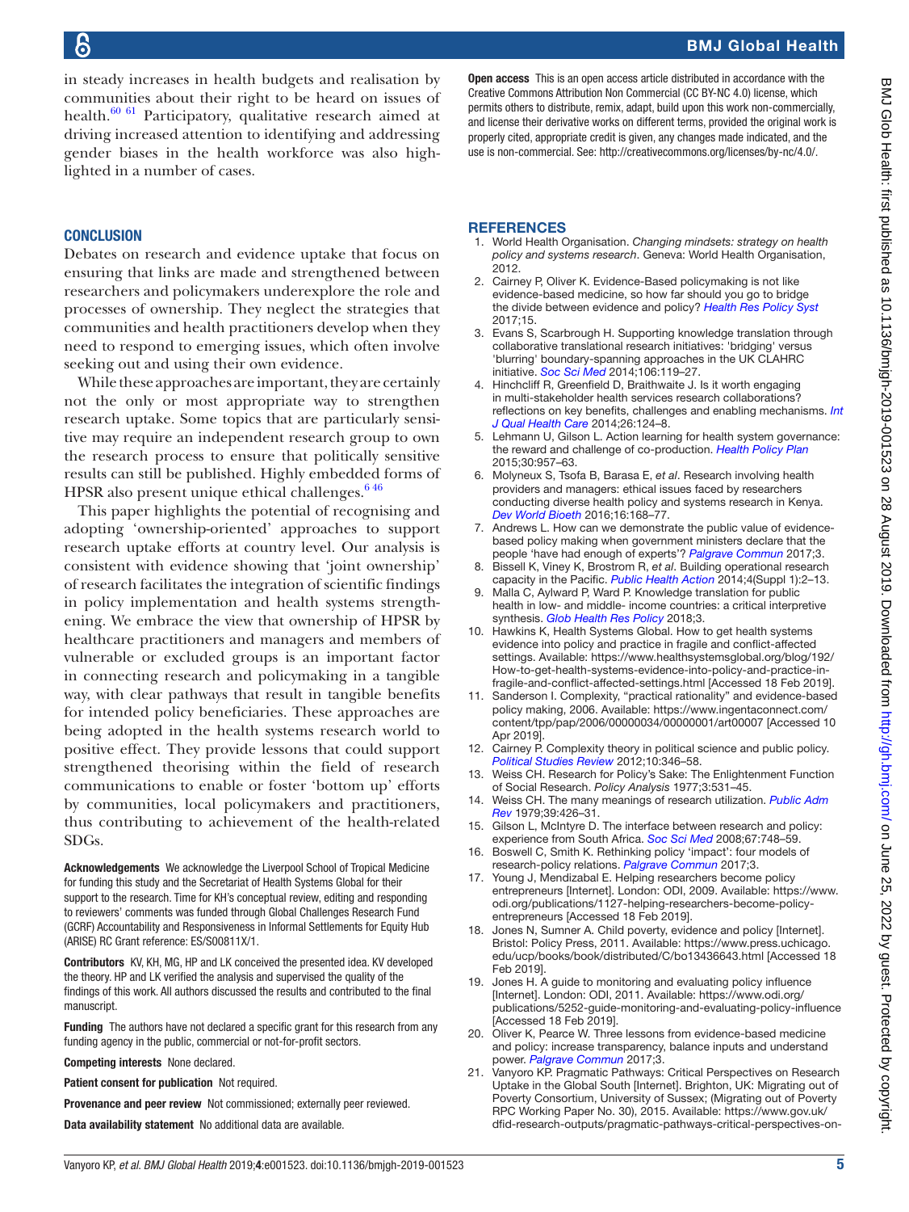in steady increases in health budgets and realisation by communities about their right to be heard on issues of health.[60 61] Participatory, qualitative research aimed at driving increased attention to identifying and addressing gender biases in the health workforce was also highlighted in a number of cases.

## CONCLUSION

Debates on research and evidence uptake that focus on ensuring that links are made and strengthened between researchers and policymakers underexplore the role and processes of ownership. They neglect the strategies that communities and health practitioners develop when they need to respond to emerging issues, which often involve seeking out and using their own evidence.

While these approaches are important, they are certainly not the only or most appropriate way to strengthen research uptake. Some topics that are particularly sensitive may require an independent research group to own the research process to ensure that politically sensitive results can still be published. Highly embedded forms of HPSR also present unique ethical challenges.[6 46]

This paper highlights the potential of recognising and adopting 'ownership-oriented' approaches to support research uptake efforts at country level. Our analysis is consistent with evidence showing that 'joint ownership' of research facilitates the integration of scientific findings in policy implementation and health systems strengthening. We embrace the view that ownership of HPSR by healthcare practitioners and managers and members of vulnerable or excluded groups is an important factor in connecting research and policymaking in a tangible way, with clear pathways that result in tangible benefits for intended policy beneficiaries. These approaches are being adopted in the health systems research world to positive effect. They provide lessons that could support strengthened theorising within the field of research communications to enable or foster 'bottom up' efforts by communities, local policymakers and practitioners, thus contributing to achievement of the health-related SDGs.

**Acknowledgements** We acknowledge the Liverpool School of Tropical Medicine for funding this study and the Secretariat of Health Systems Global for their support to the research. Time for KH's conceptual review, editing and responding to reviewers' comments was funded through Global Challenges Research Fund (GCRF) Accountability and Responsiveness in Informal Settlements for Equity Hub (ARISE) RC Grant reference: ES/S00811X/1.

**Contributors** KV, KH, MG, HP and LK conceived the presented idea. KV developed the theory. HP and LK verified the analysis and supervised the quality of the findings of this work. All authors discussed the results and contributed to the final manuscript.

**Funding** The authors have not declared a specific grant for this research from any funding agency in the public, commercial or not-for-profit sectors.

**Competing interests** None declared.

**Patient consent for publication** Not required.

**Provenance and peer review** Not commissioned; externally peer reviewed.

**Data availability statement** No additional data are available.

**Open access** This is an open access article distributed in accordance with the Creative Commons Attribution Non Commercial (CC BY-NC 4.0) license, which permits others to distribute, remix, adapt, build upon this work non-commercially, and license their derivative works on different terms, provided the original work is properly cited, appropriate credit is given, any changes made indicated, and the use is non-commercial. See: http://creativecommons.org/licenses/by-nc/4.0/.

## REFERENCES

1. World Health Organisation. *Changing mindsets: strategy on health policy and systems research*. Geneva: World Health Organisation, 2012.
2. Cairney P, Oliver K. Evidence-Based policymaking is not like evidence-based medicine, so how far should you go to bridge the divide between evidence and policy? *Health Res Policy Syst* 2017;15.
3. Evans S, Scarbrough H. Supporting knowledge translation through collaborative translational research initiatives: 'bridging' versus 'blurring' boundary-spanning approaches in the UK CLAHRC initiative. *Soc Sci Med* 2014;106:119–27.
4. Hinchcliff R, Greenfield D, Braithwaite J. Is it worth engaging in multi-stakeholder health services research collaborations? reflections on key benefits, challenges and enabling mechanisms. *Int J Qual Health Care* 2014;26:124–8.
5. Lehmann U, Gilson L. Action learning for health system governance: the reward and challenge of co-production. *Health Policy Plan* 2015;30:957–63.
6. Molyneux S, Tsofa B, Barasa E, *et al*. Research involving health providers and managers: ethical issues faced by researchers conducting diverse health policy and systems research in Kenya. *Dev World Bioeth* 2016;16:168–77.
7. Andrews L. How can we demonstrate the public value of evidence-based policy making when government ministers declare that the people 'have had enough of experts'? *Palgrave Commun* 2017;3.
8. Bissell K, Viney K, Brostrom R, *et al*. Building operational research capacity in the Pacific. *Public Health Action* 2014;4(Suppl 1):2–13.
9. Malla C, Aylward P, Ward P. Knowledge translation for public health in low- and middle- income countries: a critical interpretive synthesis. *Glob Health Res Policy* 2018;3.
10. Hawkins K, Health Systems Global. How to get health systems evidence into policy and practice in fragile and conflict-affected settings. Available: https://www.healthsystemsglobal.org/blog/192/How-to-get-health-systems-evidence-into-policy-and-practice-in-fragile-and-conflict-affected-settings.html [Accessed 18 Feb 2019].
11. Sanderson I. Complexity, "practical rationality" and evidence-based policy making, 2006. Available: https://www.ingentaconnect.com/content/tpp/pap/2006/00000034/00000001/art00007 [Accessed 10 Apr 2019].
12. Cairney P. Complexity theory in political science and public policy. *Political Studies Review* 2012;10:346–58.
13. Weiss CH. Research for Policy's Sake: The Enlightenment Function of Social Research. *Policy Analysis* 1977;3:531–45.
14. Weiss CH. The many meanings of research utilization. *Public Adm Rev* 1979;39:426–31.
15. Gilson L, McIntyre D. The interface between research and policy: experience from South Africa. *Soc Sci Med* 2008;67:748–59.
16. Boswell C, Smith K. Rethinking policy 'impact': four models of research-policy relations. *Palgrave Commun* 2017;3.
17. Young J, Mendizabal E. Helping researchers become policy entrepreneurs [Internet]. London: ODI, 2009. Available: https://www.odi.org/publications/1127-helping-researchers-become-policy-entrepreneurs [Accessed 18 Feb 2019].
18. Jones N, Sumner A. Child poverty, evidence and policy [Internet]. Bristol: Policy Press, 2011. Available: https://www.press.uchicago.edu/ucp/books/book/distributed/C/bo13436643.html [Accessed 18 Feb 2019].
19. Jones H. A guide to monitoring and evaluating policy influence [Internet]. London: ODI, 2011. Available: https://www.odi.org/publications/5252-guide-monitoring-and-evaluating-policy-influence [Accessed 18 Feb 2019].
20. Oliver K, Pearce W. Three lessons from evidence-based medicine and policy: increase transparency, balance inputs and understand power. *Palgrave Commun* 2017;3.
21. Vanyoro KP. Pragmatic Pathways: Critical Perspectives on Research Uptake in the Global South [Internet]. Brighton, UK: Migrating out of Poverty Consortium, University of Sussex; (Migrating out of Poverty RPC Working Paper No. 30), 2015. Available: https://www.gov.uk/dfid-research-outputs/pragmatic-pathways-critical-perspectives-on-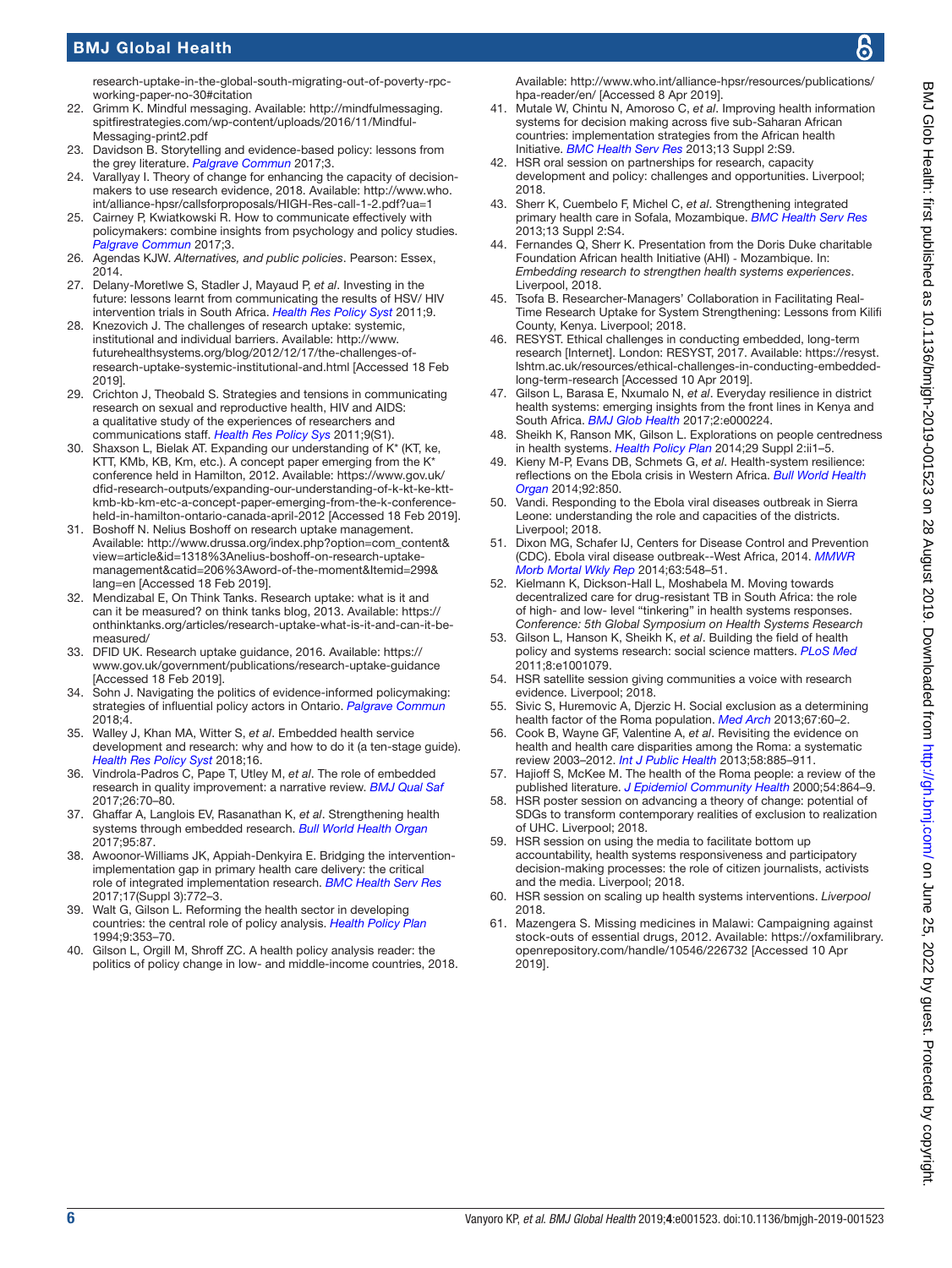research-uptake-in-the-global-south-migrating-out-of-poverty-rpc-working-paper-no-30#citation

22. Grimm K. Mindful messaging. Available: http://mindfulmessaging.spitfirestrategies.com/wp-content/uploads/2016/11/Mindful-Messaging-print2.pdf
23. Davidson B. Storytelling and evidence-based policy: lessons from the grey literature. *Palgrave Commun* 2017;3.
24. Varallyay I. Theory of change for enhancing the capacity of decision-makers to use research evidence, 2018. Available: http://www.who.int/alliance-hpsr/callsforproposals/HIGH-Res-call-1-2.pdf?ua=1
25. Cairney P, Kwiatkowski R. How to communicate effectively with policymakers: combine insights from psychology and policy studies. *Palgrave Commun* 2017;3.
26. Agendas KJW. *Alternatives, and public policies*. Pearson: Essex, 2014.
27. Delany-Moretlwe S, Stadler J, Mayaud P, *et al*. Investing in the future: lessons learnt from communicating the results of HSV/ HIV intervention trials in South Africa. *Health Res Policy Syst* 2011;9.
28. Knezovich J. The challenges of research uptake: systemic, institutional and individual barriers. Available: http://www.futurehealthsystems.org/blog/2012/12/17/the-challenges-of-research-uptake-systemic-institutional-and.html [Accessed 18 Feb 2019].
29. Crichton J, Theobald S. Strategies and tensions in communicating research on sexual and reproductive health, HIV and AIDS: a qualitative study of the experiences of researchers and communications staff. *Health Res Policy Sys* 2011;9(S1).
30. Shaxson L, Bielak AT. Expanding our understanding of K* (KT, ke, KTT, KMb, KB, Km, etc.). A concept paper emerging from the K* conference held in Hamilton, 2012. Available: https://www.gov.uk/dfid-research-outputs/expanding-our-understanding-of-k-kt-ke-ktt-kmb-kb-km-etc-a-concept-paper-emerging-from-the-k-conference-held-in-hamilton-ontario-canada-april-2012 [Accessed 18 Feb 2019].
31. Boshoff N. Nelius Boshoff on research uptake management. Available: http://www.drussa.org/index.php?option=com_content&view=article&id=1318%3Anelius-boshoff-on-research-uptake-management&catid=206%3Aword-of-the-moment&Itemid=299&lang=en [Accessed 18 Feb 2019].
32. Mendizabal E, On Think Tanks. Research uptake: what is it and can it be measured? on think tanks blog, 2013. Available: https://onthinktanks.org/articles/research-uptake-what-is-it-and-can-it-be-measured/
33. DFID UK. Research uptake guidance, 2016. Available: https://www.gov.uk/government/publications/research-uptake-guidance [Accessed 18 Feb 2019].
34. Sohn J. Navigating the politics of evidence-informed policymaking: strategies of influential policy actors in Ontario. *Palgrave Commun* 2018;4.
35. Walley J, Khan MA, Witter S, *et al*. Embedded health service development and research: why and how to do it (a ten-stage guide). *Health Res Policy Syst* 2018;16.
36. Vindrola-Padros C, Pape T, Utley M, *et al*. The role of embedded research in quality improvement: a narrative review. *BMJ Qual Saf* 2017;26:70–80.
37. Ghaffar A, Langlois EV, Rasanathan K, *et al*. Strengthening health systems through embedded research. *Bull World Health Organ* 2017;95:87.
38. Awoonor-Williams JK, Appiah-Denkyira E. Bridging the intervention-implementation gap in primary health care delivery: the critical role of integrated implementation research. *BMC Health Serv Res* 2017;17(Suppl 3):772–3.
39. Walt G, Gilson L. Reforming the health sector in developing countries: the central role of policy analysis. *Health Policy Plan* 1994;9:353–70.
40. Gilson L, Orgill M, Shroff ZC. A health policy analysis reader: the politics of policy change in low- and middle-income countries, 2018. Available: http://www.who.int/alliance-hpsr/resources/publications/hpa-reader/en/ [Accessed 8 Apr 2019].
41. Mutale W, Chintu N, Amoroso C, *et al*. Improving health information systems for decision making across five sub-Saharan African countries: implementation strategies from the African health Initiative. *BMC Health Serv Res* 2013;13 Suppl 2:S9.
42. HSR oral session on partnerships for research, capacity development and policy: challenges and opportunities. Liverpool; 2018.
43. Sherr K, Cuembelo F, Michel C, *et al*. Strengthening integrated primary health care in Sofala, Mozambique. *BMC Health Serv Res* 2013;13 Suppl 2:S4.
44. Fernandes Q, Sherr K. Presentation from the Doris Duke charitable Foundation African health Initiative (AHI) - Mozambique. In: *Embedding research to strengthen health systems experiences*. Liverpool, 2018.
45. Tsofa B. Researcher-Managers' Collaboration in Facilitating Real-Time Research Uptake for System Strengthening: Lessons from Kilifi County, Kenya. Liverpool; 2018.
46. RESYST. Ethical challenges in conducting embedded, long-term research [Internet]. London: RESYST, 2017. Available: https://resyst.lshtm.ac.uk/resources/ethical-challenges-in-conducting-embedded-long-term-research [Accessed 10 Apr 2019].
47. Gilson L, Barasa E, Nxumalo N, *et al*. Everyday resilience in district health systems: emerging insights from the front lines in Kenya and South Africa. *BMJ Glob Health* 2017;2:e000224.
48. Sheikh K, Ranson MK, Gilson L. Explorations on people centredness in health systems. *Health Policy Plan* 2014;29 Suppl 2:ii1–5.
49. Kieny M-P, Evans DB, Schmets G, *et al*. Health-system resilience: reflections on the Ebola crisis in Western Africa. *Bull World Health Organ* 2014;92:850.
50. Vandi. Responding to the Ebola viral diseases outbreak in Sierra Leone: understanding the role and capacities of the districts. Liverpool; 2018.
51. Dixon MG, Schafer IJ, Centers for Disease Control and Prevention (CDC). Ebola viral disease outbreak--West Africa, 2014. *MMWR Morb Mortal Wkly Rep* 2014;63:548–51.
52. Kielmann K, Dickson-Hall L, Moshabela M. Moving towards decentralized care for drug-resistant TB in South Africa: the role of high- and low- level "tinkering" in health systems responses. *Conference: 5th Global Symposium on Health Systems Research*
53. Gilson L, Hanson K, Sheikh K, *et al*. Building the field of health policy and systems research: social science matters. *PLoS Med* 2011;8:e1001079.
54. HSR satellite session giving communities a voice with research evidence. Liverpool; 2018.
55. Sivic S, Huremovic A, Djerzic H. Social exclusion as a determining health factor of the Roma population. *Med Arch* 2013;67:60–2.
56. Cook B, Wayne GF, Valentine A, *et al*. Revisiting the evidence on health and health care disparities among the Roma: a systematic review 2003–2012. *Int J Public Health* 2013;58:885–911.
57. Hajioff S, McKee M. The health of the Roma people: a review of the published literature. *J Epidemiol Community Health* 2000;54:864–9.
58. HSR poster session on advancing a theory of change: potential of SDGs to transform contemporary realities of exclusion to realization of UHC. Liverpool; 2018.
59. HSR session on using the media to facilitate bottom up accountability, health systems responsiveness and participatory decision-making processes: the role of citizen journalists, activists and the media. Liverpool; 2018.
60. HSR session on scaling up health systems interventions. *Liverpool* 2018.
61. Mazengera S. Missing medicines in Malawi: Campaigning against stock-outs of essential drugs, 2012. Available: https://oxfamilibrary.openrepository.com/handle/10546/226732 [Accessed 10 Apr 2019].